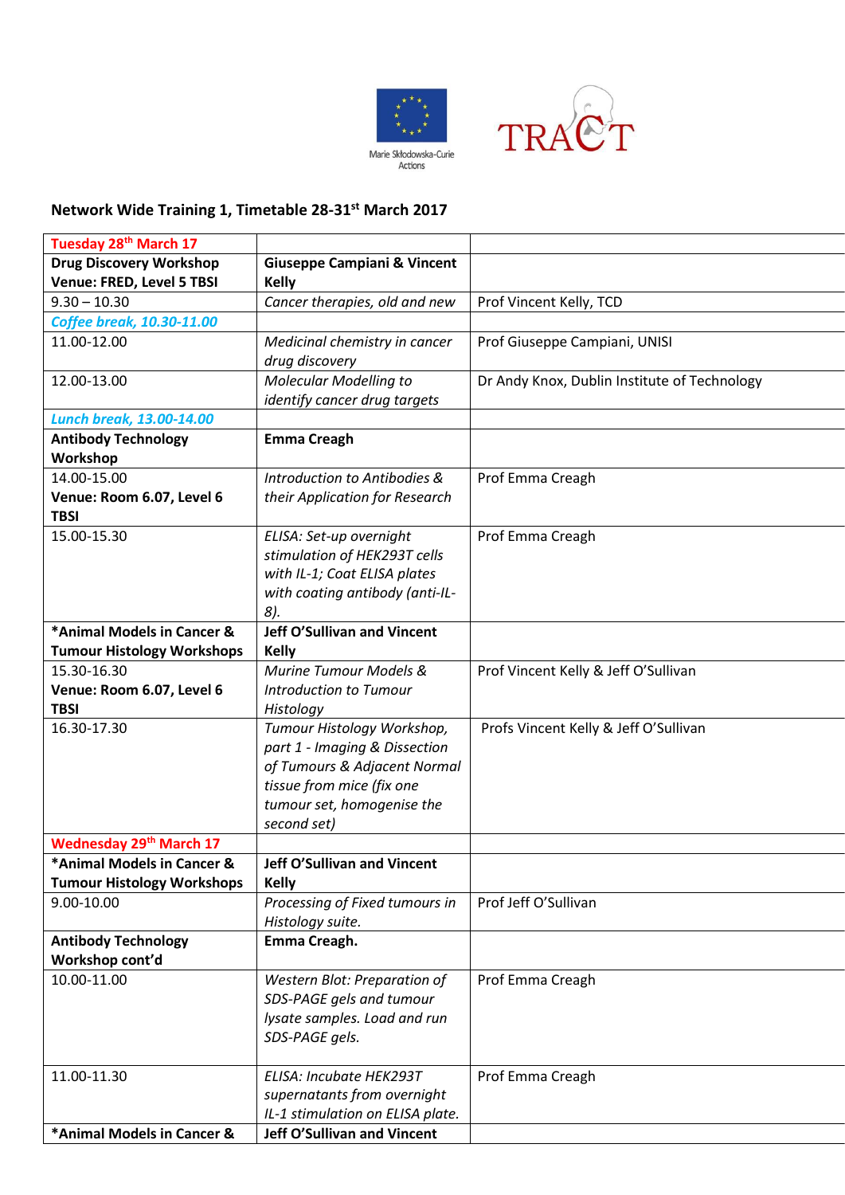## Network Wide Training 1, Timetable 28-31st March 2017

| Tuesday 28th March 17 | | |
|---|---|---|
| **Drug Discovery Workshop Venue: FRED, Level 5 TBSI** | **Giuseppe Campiani & Vincent Kelly** | |
| 9.30 – 10.30 | *Cancer therapies, old and new* | Prof Vincent Kelly, TCD |
| *Coffee break, 10.30-11.00* | | |
| 11.00-12.00 | *Medicinal chemistry in cancer drug discovery* | Prof Giuseppe Campiani, UNISI |
| 12.00-13.00 | *Molecular Modelling to identify cancer drug targets* | Dr Andy Knox, Dublin Institute of Technology |
| *Lunch break, 13.00-14.00* | | |
| **Antibody Technology Workshop** | **Emma Creagh** | |
| 14.00-15.00 **Venue: Room 6.07, Level 6 TBSI** | *Introduction to Antibodies & their Application for Research* | Prof Emma Creagh |
| 15.00-15.30 | *ELISA: Set-up overnight stimulation of HEK293T cells with IL-1; Coat ELISA plates with coating antibody (anti-IL-8).* | Prof Emma Creagh |
| **\*Animal Models in Cancer & Tumour Histology Workshops** | **Jeff O'Sullivan and Vincent Kelly** | |
| 15.30-16.30 **Venue: Room 6.07, Level 6 TBSI** | *Murine Tumour Models & Introduction to Tumour Histology* | Prof Vincent Kelly & Jeff O'Sullivan |
| 16.30-17.30 | *Tumour Histology Workshop, part 1 - Imaging & Dissection of Tumours & Adjacent Normal tissue from mice (fix one tumour set, homogenise the second set)* | Profs Vincent Kelly & Jeff O'Sullivan |
| Wednesday 29th March 17 | | |
| **\*Animal Models in Cancer & Tumour Histology Workshops** | **Jeff O'Sullivan and Vincent Kelly** | |
| 9.00-10.00 | *Processing of Fixed tumours in Histology suite.* | Prof Jeff O'Sullivan |
| **Antibody Technology Workshop cont'd** | **Emma Creagh.** | |
| 10.00-11.00 | *Western Blot: Preparation of SDS-PAGE gels and tumour lysate samples. Load and run SDS-PAGE gels.* | Prof Emma Creagh |
| 11.00-11.30 | *ELISA: Incubate HEK293T supernatants from overnight IL-1 stimulation on ELISA plate.* | Prof Emma Creagh |
| **\*Animal Models in Cancer &** | **Jeff O'Sullivan and Vincent** | |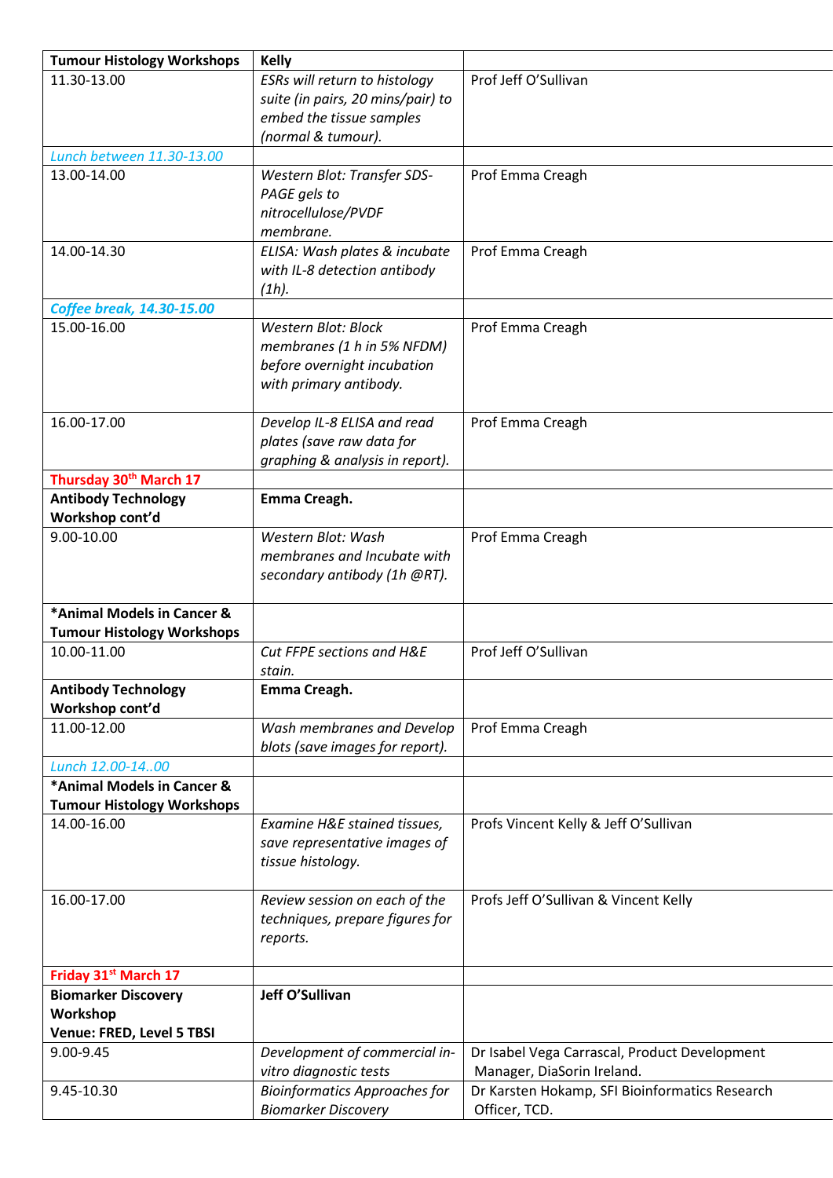| **Tumour Histology Workshops** | **Kelly** | |
|---|---|---|
| 11.30-13.00 | *ESRs will return to histology suite (in pairs, 20 mins/pair) to embed the tissue samples (normal & tumour).* | Prof Jeff O'Sullivan |
| *Lunch between 11.30-13.00* | | |
| 13.00-14.00 | *Western Blot: Transfer SDS-PAGE gels to nitrocellulose/PVDF membrane.* | Prof Emma Creagh |
| 14.00-14.30 | *ELISA: Wash plates & incubate with IL-8 detection antibody (1h).* | Prof Emma Creagh |
| ***Coffee break, 14.30-15.00*** | | |
| 15.00-16.00 | *Western Blot: Block membranes (1 h in 5% NFDM) before overnight incubation with primary antibody.* | Prof Emma Creagh |
| 16.00-17.00 | *Develop IL-8 ELISA and read plates (save raw data for graphing & analysis in report).* | Prof Emma Creagh |
| **Thursday 30th March 17** | | |
| **Antibody Technology Workshop cont'd** | **Emma Creagh.** | |
| 9.00-10.00 | *Western Blot: Wash membranes and Incubate with secondary antibody (1h @RT).* | Prof Emma Creagh |
| **\*Animal Models in Cancer & Tumour Histology Workshops** | | |
| 10.00-11.00 | *Cut FFPE sections and H&E stain.* | Prof Jeff O'Sullivan |
| **Antibody Technology Workshop cont'd** | **Emma Creagh.** | |
| 11.00-12.00 | *Wash membranes and Develop blots (save images for report).* | Prof Emma Creagh |
| *Lunch 12.00-14..00* | | |
| **\*Animal Models in Cancer & Tumour Histology Workshops** | | |
| 14.00-16.00 | *Examine H&E stained tissues, save representative images of tissue histology.* | Profs Vincent Kelly & Jeff O'Sullivan |
| 16.00-17.00 | *Review session on each of the techniques, prepare figures for reports.* | Profs Jeff O'Sullivan & Vincent Kelly |
| **Friday 31st March 17** | | |
| **Biomarker Discovery Workshop Venue: FRED, Level 5 TBSI** | **Jeff O'Sullivan** | |
| 9.00-9.45 | *Development of commercial in-vitro diagnostic tests* | Dr Isabel Vega Carrascal, Product Development Manager, DiaSorin Ireland. |
| 9.45-10.30 | *Bioinformatics Approaches for Biomarker Discovery* | Dr Karsten Hokamp, SFI Bioinformatics Research Officer, TCD. |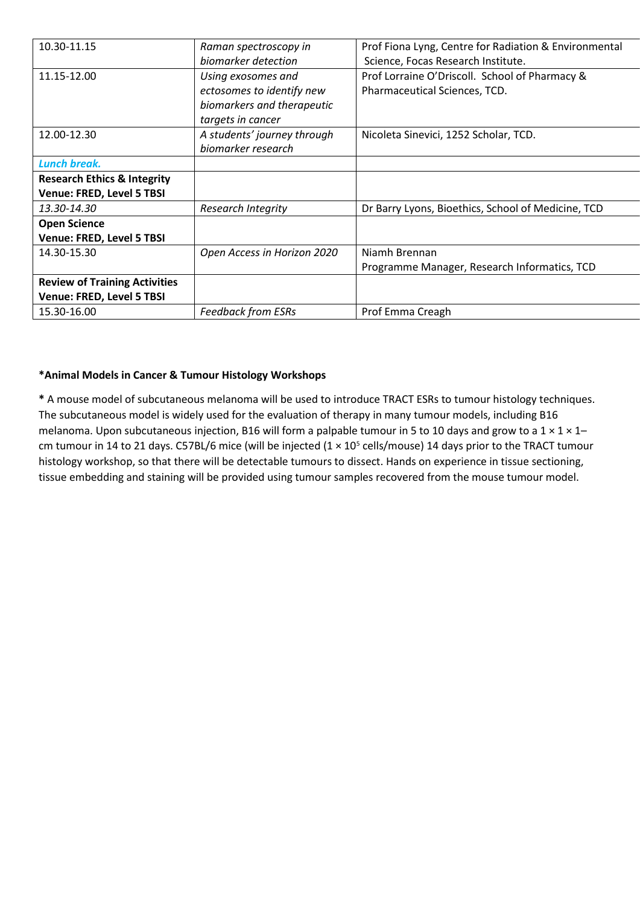| | | |
|---|---|---|
| 10.30-11.15 | *Raman spectroscopy in biomarker detection* | Prof Fiona Lyng, Centre for Radiation & Environmental Science, Focas Research Institute. |
| 11.15-12.00 | *Using exosomes and ectosomes to identify new biomarkers and therapeutic targets in cancer* | Prof Lorraine O'Driscoll. School of Pharmacy & Pharmaceutical Sciences, TCD. |
| 12.00-12.30 | *A students' journey through biomarker research* | Nicoleta Sinevici, 1252 Scholar, TCD. |
| ***Lunch break.*** | | |
| **Research Ethics & Integrity Venue: FRED, Level 5 TBSI** | | |
| *13.30-14.30* | *Research Integrity* | Dr Barry Lyons, Bioethics, School of Medicine, TCD |
| **Open Science Venue: FRED, Level 5 TBSI** | | |
| 14.30-15.30 | *Open Access in Horizon 2020* | Niamh Brennan<br>Programme Manager, Research Informatics, TCD |
| **Review of Training Activities Venue: FRED, Level 5 TBSI** | | |
| 15.30-16.00 | *Feedback from ESRs* | Prof Emma Creagh |

**\*Animal Models in Cancer & Tumour Histology Workshops**

**\*** A mouse model of subcutaneous melanoma will be used to introduce TRACT ESRs to tumour histology techniques. The subcutaneous model is widely used for the evaluation of therapy in many tumour models, including B16 melanoma. Upon subcutaneous injection, B16 will form a palpable tumour in 5 to 10 days and grow to a 1 × 1 × 1–cm tumour in 14 to 21 days. C57BL/6 mice (will be injected ($1 \times 10^5$ cells/mouse) 14 days prior to the TRACT tumour histology workshop, so that there will be detectable tumours to dissect. Hands on experience in tissue sectioning, tissue embedding and staining will be provided using tumour samples recovered from the mouse tumour model.